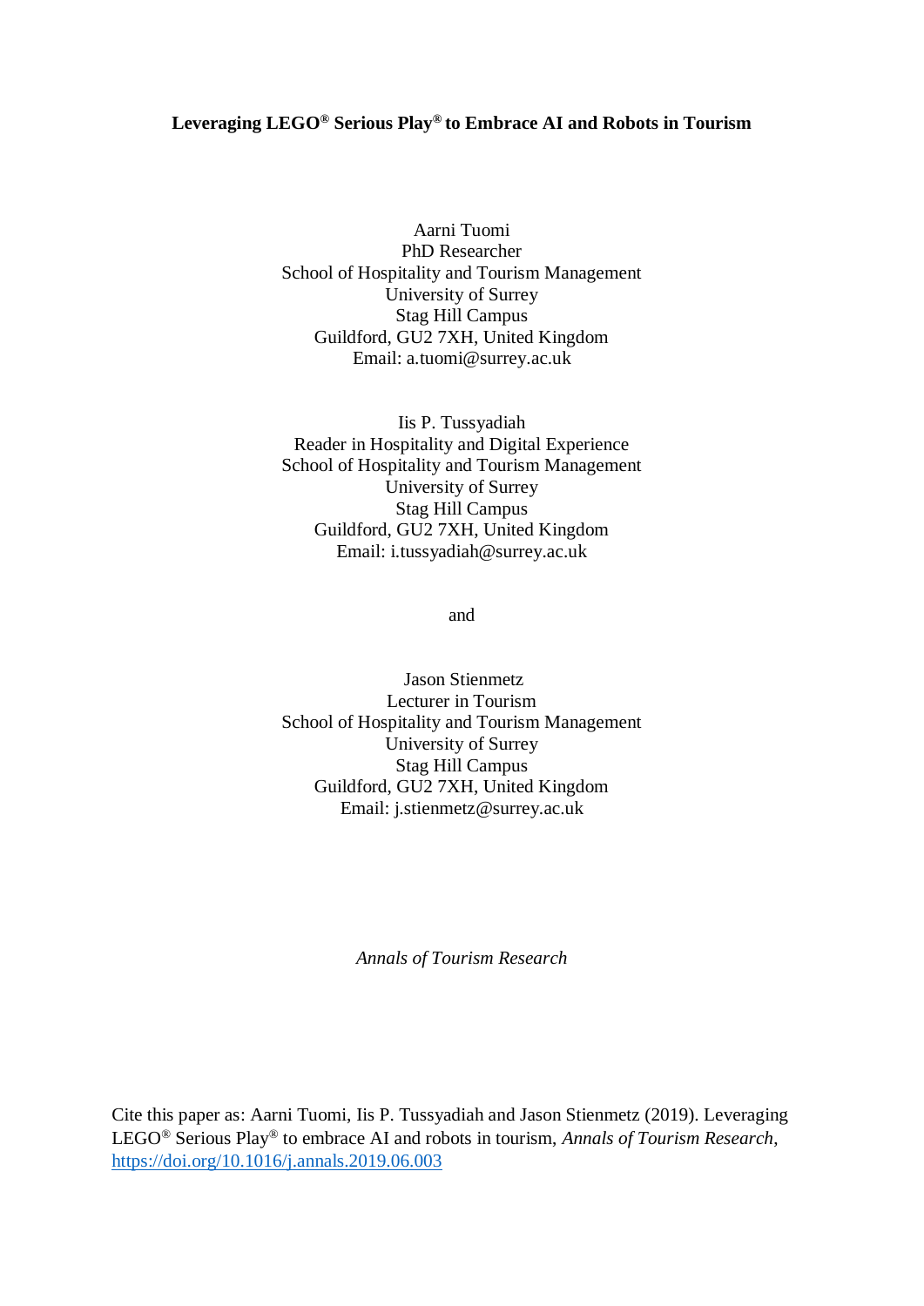**Leveraging LEGO® Serious Play® to Embrace AI and Robots in Tourism**

Aarni Tuomi  
PhD Researcher  
School of Hospitality and Tourism Management  
University of Surrey  
Stag Hill Campus  
Guildford, GU2 7XH, United Kingdom  
Email: a.tuomi@surrey.ac.uk

Iis P. Tussyadiah  
Reader in Hospitality and Digital Experience  
School of Hospitality and Tourism Management  
University of Surrey  
Stag Hill Campus  
Guildford, GU2 7XH, United Kingdom  
Email: i.tussyadiah@surrey.ac.uk

and

Jason Stienmetz  
Lecturer in Tourism  
School of Hospitality and Tourism Management  
University of Surrey  
Stag Hill Campus  
Guildford, GU2 7XH, United Kingdom  
Email: j.stienmetz@surrey.ac.uk

*Annals of Tourism Research*

Cite this paper as: Aarni Tuomi, Iis P. Tussyadiah and Jason Stienmetz (2019). Leveraging LEGO® Serious Play® to embrace AI and robots in tourism, *Annals of Tourism Research*, https://doi.org/10.1016/j.annals.2019.06.003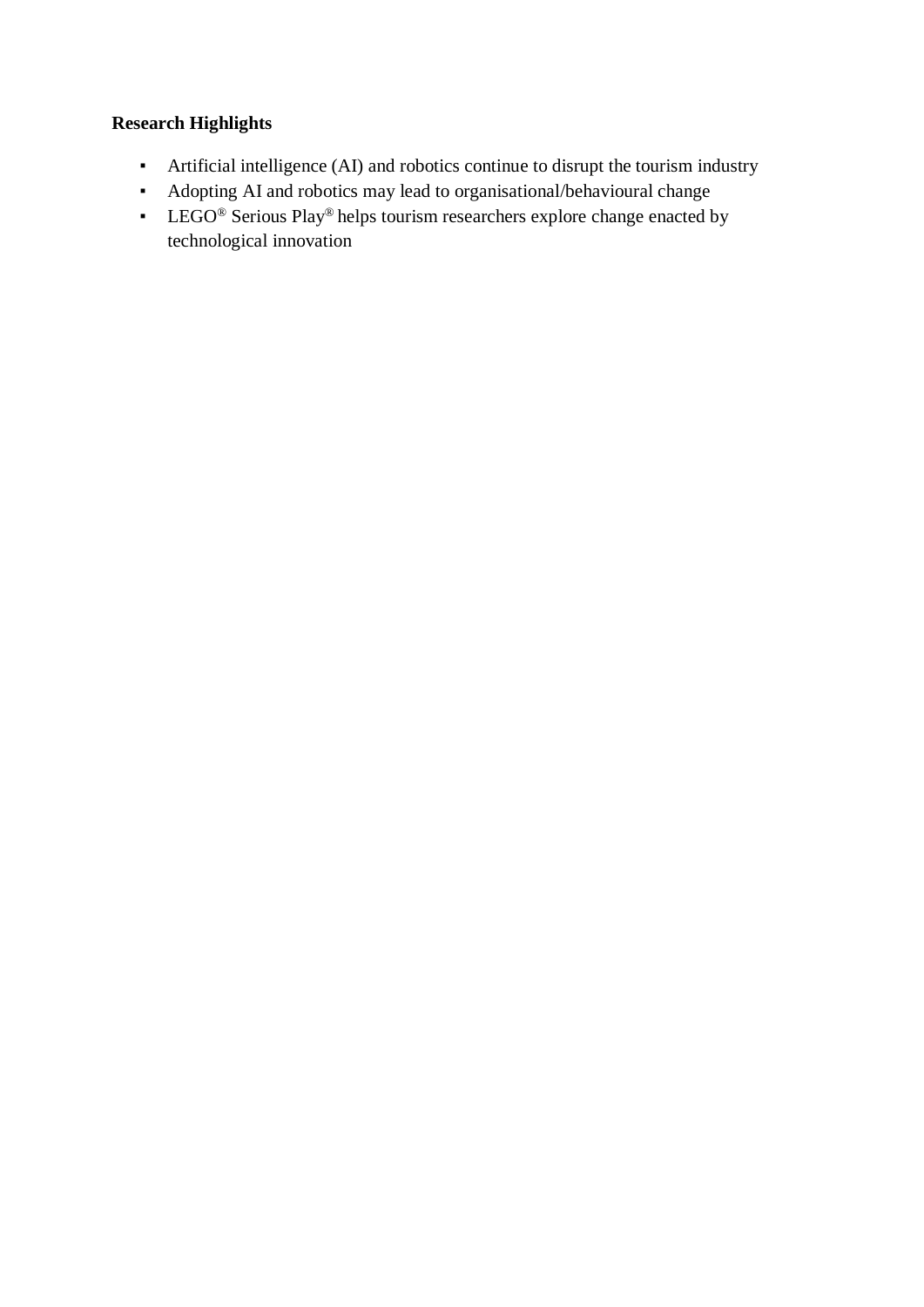**Research Highlights**

- Artificial intelligence (AI) and robotics continue to disrupt the tourism industry
- Adopting AI and robotics may lead to organisational/behavioural change
- LEGO® Serious Play® helps tourism researchers explore change enacted by technological innovation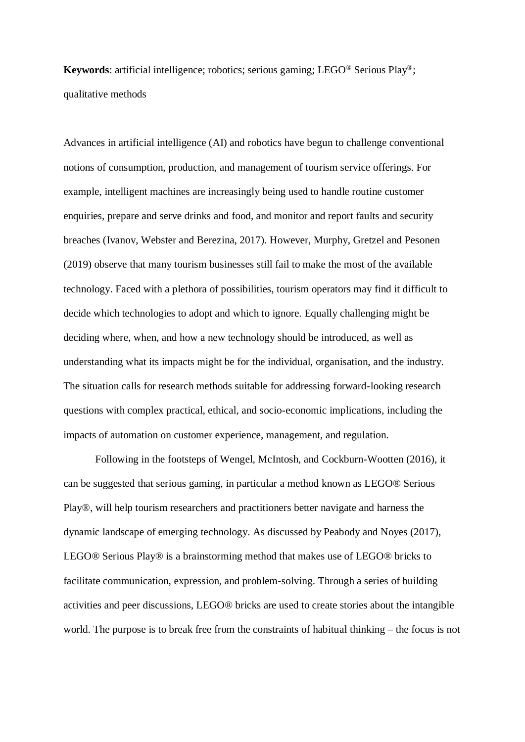**Keywords**: artificial intelligence; robotics; serious gaming; LEGO® Serious Play®; qualitative methods

Advances in artificial intelligence (AI) and robotics have begun to challenge conventional notions of consumption, production, and management of tourism service offerings. For example, intelligent machines are increasingly being used to handle routine customer enquiries, prepare and serve drinks and food, and monitor and report faults and security breaches (Ivanov, Webster and Berezina, 2017). However, Murphy, Gretzel and Pesonen (2019) observe that many tourism businesses still fail to make the most of the available technology. Faced with a plethora of possibilities, tourism operators may find it difficult to decide which technologies to adopt and which to ignore. Equally challenging might be deciding where, when, and how a new technology should be introduced, as well as understanding what its impacts might be for the individual, organisation, and the industry. The situation calls for research methods suitable for addressing forward-looking research questions with complex practical, ethical, and socio-economic implications, including the impacts of automation on customer experience, management, and regulation.

Following in the footsteps of Wengel, McIntosh, and Cockburn-Wootten (2016), it can be suggested that serious gaming, in particular a method known as LEGO® Serious Play®, will help tourism researchers and practitioners better navigate and harness the dynamic landscape of emerging technology. As discussed by Peabody and Noyes (2017), LEGO® Serious Play® is a brainstorming method that makes use of LEGO® bricks to facilitate communication, expression, and problem-solving. Through a series of building activities and peer discussions, LEGO® bricks are used to create stories about the intangible world. The purpose is to break free from the constraints of habitual thinking – the focus is not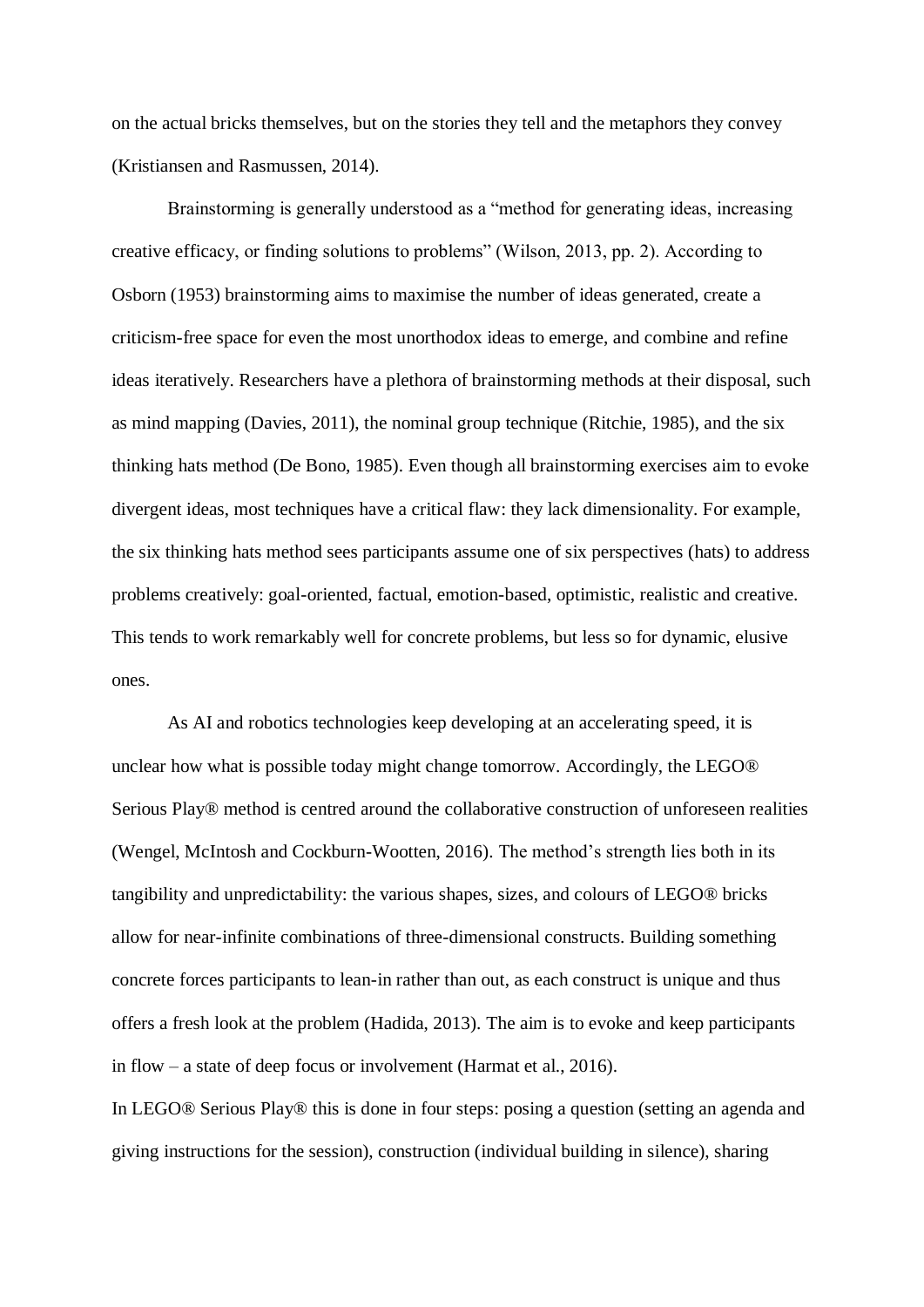on the actual bricks themselves, but on the stories they tell and the metaphors they convey (Kristiansen and Rasmussen, 2014).

Brainstorming is generally understood as a "method for generating ideas, increasing creative efficacy, or finding solutions to problems" (Wilson, 2013, pp. 2). According to Osborn (1953) brainstorming aims to maximise the number of ideas generated, create a criticism-free space for even the most unorthodox ideas to emerge, and combine and refine ideas iteratively. Researchers have a plethora of brainstorming methods at their disposal, such as mind mapping (Davies, 2011), the nominal group technique (Ritchie, 1985), and the six thinking hats method (De Bono, 1985). Even though all brainstorming exercises aim to evoke divergent ideas, most techniques have a critical flaw: they lack dimensionality. For example, the six thinking hats method sees participants assume one of six perspectives (hats) to address problems creatively: goal-oriented, factual, emotion-based, optimistic, realistic and creative. This tends to work remarkably well for concrete problems, but less so for dynamic, elusive ones.

As AI and robotics technologies keep developing at an accelerating speed, it is unclear how what is possible today might change tomorrow. Accordingly, the LEGO® Serious Play® method is centred around the collaborative construction of unforeseen realities (Wengel, McIntosh and Cockburn-Wootten, 2016). The method's strength lies both in its tangibility and unpredictability: the various shapes, sizes, and colours of LEGO® bricks allow for near-infinite combinations of three-dimensional constructs. Building something concrete forces participants to lean-in rather than out, as each construct is unique and thus offers a fresh look at the problem (Hadida, 2013). The aim is to evoke and keep participants in flow – a state of deep focus or involvement (Harmat et al., 2016).

In LEGO® Serious Play® this is done in four steps: posing a question (setting an agenda and giving instructions for the session), construction (individual building in silence), sharing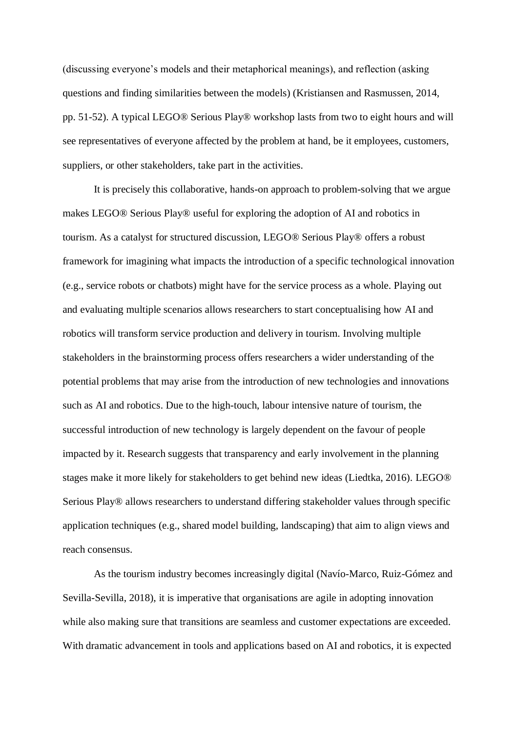(discussing everyone's models and their metaphorical meanings), and reflection (asking questions and finding similarities between the models) (Kristiansen and Rasmussen, 2014, pp. 51-52). A typical LEGO® Serious Play® workshop lasts from two to eight hours and will see representatives of everyone affected by the problem at hand, be it employees, customers, suppliers, or other stakeholders, take part in the activities.

It is precisely this collaborative, hands-on approach to problem-solving that we argue makes LEGO® Serious Play® useful for exploring the adoption of AI and robotics in tourism. As a catalyst for structured discussion, LEGO® Serious Play® offers a robust framework for imagining what impacts the introduction of a specific technological innovation (e.g., service robots or chatbots) might have for the service process as a whole. Playing out and evaluating multiple scenarios allows researchers to start conceptualising how AI and robotics will transform service production and delivery in tourism. Involving multiple stakeholders in the brainstorming process offers researchers a wider understanding of the potential problems that may arise from the introduction of new technologies and innovations such as AI and robotics. Due to the high-touch, labour intensive nature of tourism, the successful introduction of new technology is largely dependent on the favour of people impacted by it. Research suggests that transparency and early involvement in the planning stages make it more likely for stakeholders to get behind new ideas (Liedtka, 2016). LEGO® Serious Play® allows researchers to understand differing stakeholder values through specific application techniques (e.g., shared model building, landscaping) that aim to align views and reach consensus.

As the tourism industry becomes increasingly digital (Navío-Marco, Ruiz-Gómez and Sevilla-Sevilla, 2018), it is imperative that organisations are agile in adopting innovation while also making sure that transitions are seamless and customer expectations are exceeded. With dramatic advancement in tools and applications based on AI and robotics, it is expected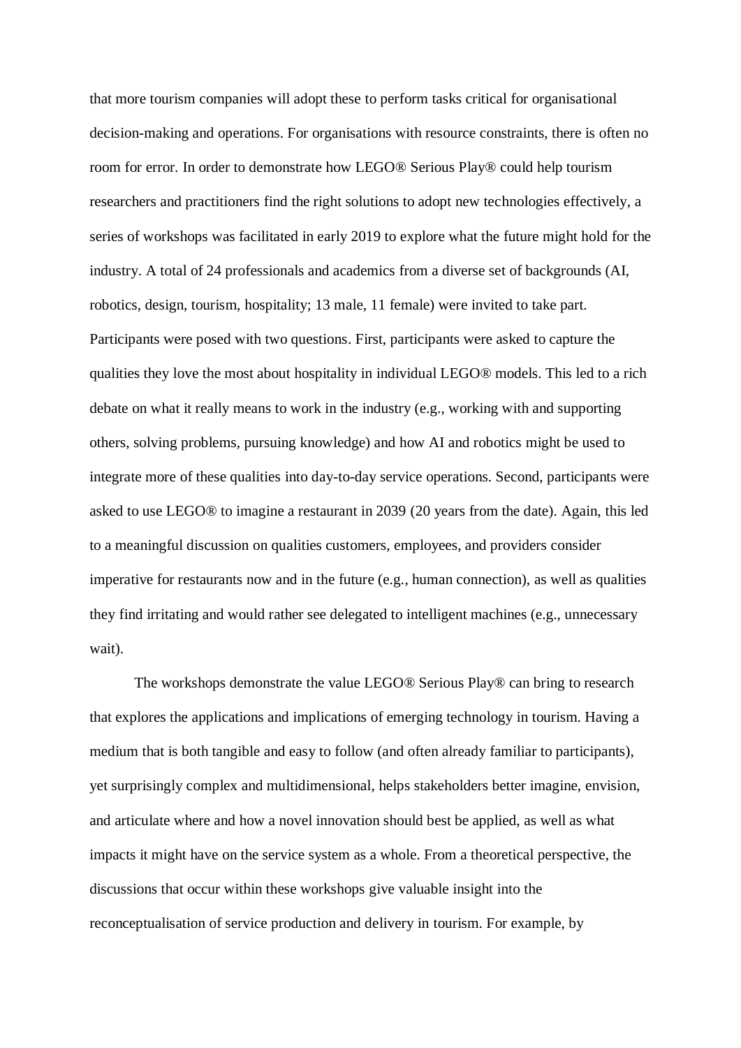that more tourism companies will adopt these to perform tasks critical for organisational decision-making and operations. For organisations with resource constraints, there is often no room for error. In order to demonstrate how LEGO® Serious Play® could help tourism researchers and practitioners find the right solutions to adopt new technologies effectively, a series of workshops was facilitated in early 2019 to explore what the future might hold for the industry. A total of 24 professionals and academics from a diverse set of backgrounds (AI, robotics, design, tourism, hospitality; 13 male, 11 female) were invited to take part. Participants were posed with two questions. First, participants were asked to capture the qualities they love the most about hospitality in individual LEGO® models. This led to a rich debate on what it really means to work in the industry (e.g., working with and supporting others, solving problems, pursuing knowledge) and how AI and robotics might be used to integrate more of these qualities into day-to-day service operations. Second, participants were asked to use LEGO® to imagine a restaurant in 2039 (20 years from the date). Again, this led to a meaningful discussion on qualities customers, employees, and providers consider imperative for restaurants now and in the future (e.g., human connection), as well as qualities they find irritating and would rather see delegated to intelligent machines (e.g., unnecessary wait).

The workshops demonstrate the value LEGO® Serious Play® can bring to research that explores the applications and implications of emerging technology in tourism. Having a medium that is both tangible and easy to follow (and often already familiar to participants), yet surprisingly complex and multidimensional, helps stakeholders better imagine, envision, and articulate where and how a novel innovation should best be applied, as well as what impacts it might have on the service system as a whole. From a theoretical perspective, the discussions that occur within these workshops give valuable insight into the reconceptualisation of service production and delivery in tourism. For example, by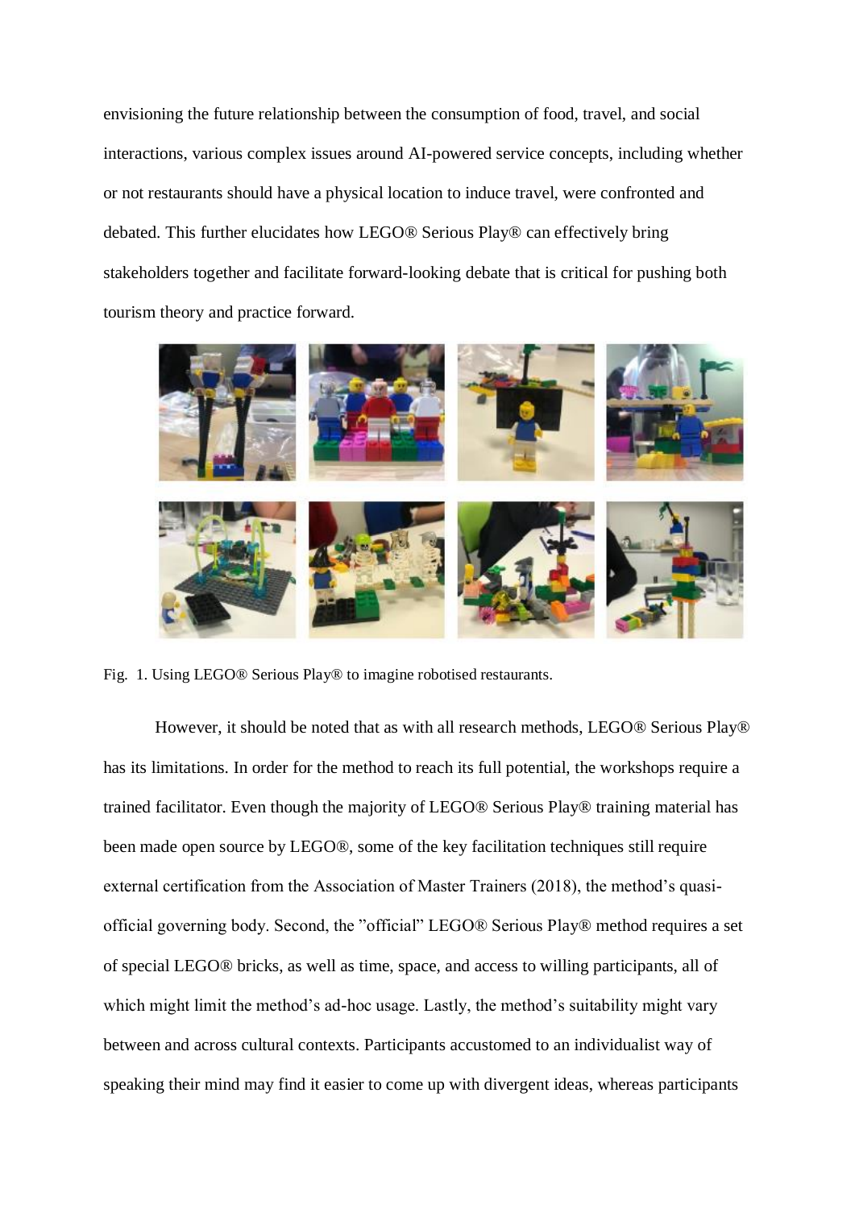envisioning the future relationship between the consumption of food, travel, and social interactions, various complex issues around AI-powered service concepts, including whether or not restaurants should have a physical location to induce travel, were confronted and debated. This further elucidates how LEGO® Serious Play® can effectively bring stakeholders together and facilitate forward-looking debate that is critical for pushing both tourism theory and practice forward.

Fig. 1. Using LEGO® Serious Play® to imagine robotised restaurants.

However, it should be noted that as with all research methods, LEGO® Serious Play® has its limitations. In order for the method to reach its full potential, the workshops require a trained facilitator. Even though the majority of LEGO® Serious Play® training material has been made open source by LEGO®, some of the key facilitation techniques still require external certification from the Association of Master Trainers (2018), the method's quasi-official governing body. Second, the "official" LEGO® Serious Play® method requires a set of special LEGO® bricks, as well as time, space, and access to willing participants, all of which might limit the method's ad-hoc usage. Lastly, the method's suitability might vary between and across cultural contexts. Participants accustomed to an individualist way of speaking their mind may find it easier to come up with divergent ideas, whereas participants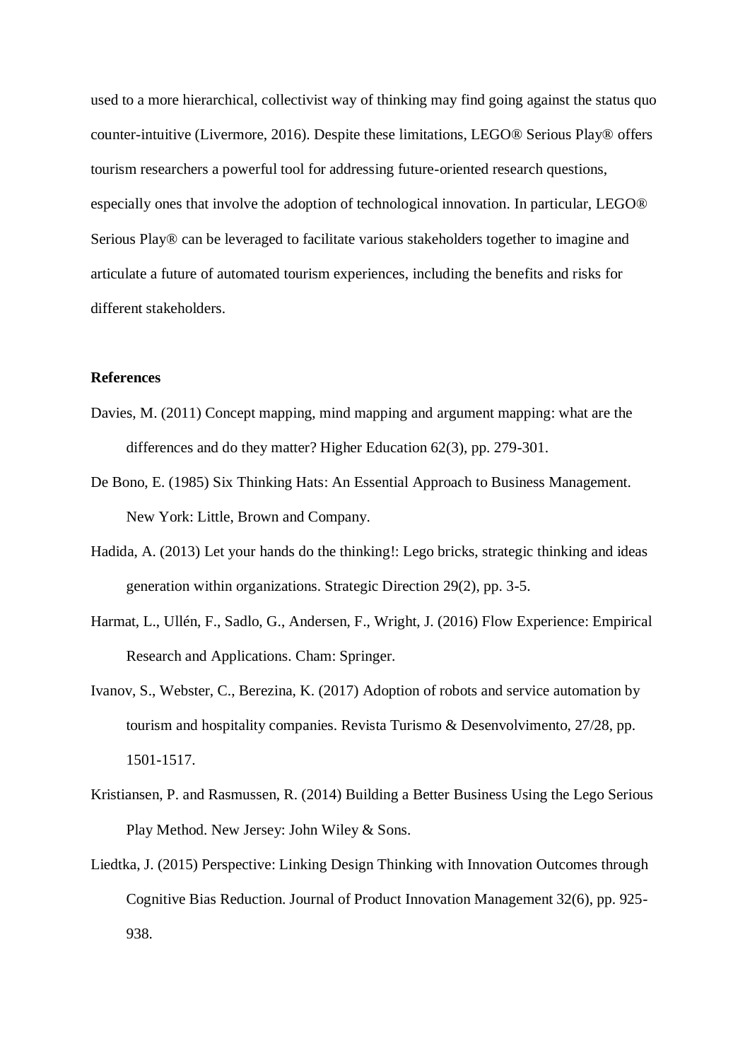used to a more hierarchical, collectivist way of thinking may find going against the status quo counter-intuitive (Livermore, 2016). Despite these limitations, LEGO® Serious Play® offers tourism researchers a powerful tool for addressing future-oriented research questions, especially ones that involve the adoption of technological innovation. In particular, LEGO® Serious Play® can be leveraged to facilitate various stakeholders together to imagine and articulate a future of automated tourism experiences, including the benefits and risks for different stakeholders.

**References**

Davies, M. (2011) Concept mapping, mind mapping and argument mapping: what are the differences and do they matter? Higher Education 62(3), pp. 279-301.

De Bono, E. (1985) Six Thinking Hats: An Essential Approach to Business Management. New York: Little, Brown and Company.

Hadida, A. (2013) Let your hands do the thinking!: Lego bricks, strategic thinking and ideas generation within organizations. Strategic Direction 29(2), pp. 3-5.

Harmat, L., Ullén, F., Sadlo, G., Andersen, F., Wright, J. (2016) Flow Experience: Empirical Research and Applications. Cham: Springer.

Ivanov, S., Webster, C., Berezina, K. (2017) Adoption of robots and service automation by tourism and hospitality companies. Revista Turismo & Desenvolvimento, 27/28, pp. 1501-1517.

Kristiansen, P. and Rasmussen, R. (2014) Building a Better Business Using the Lego Serious Play Method. New Jersey: John Wiley & Sons.

Liedtka, J. (2015) Perspective: Linking Design Thinking with Innovation Outcomes through Cognitive Bias Reduction. Journal of Product Innovation Management 32(6), pp. 925-938.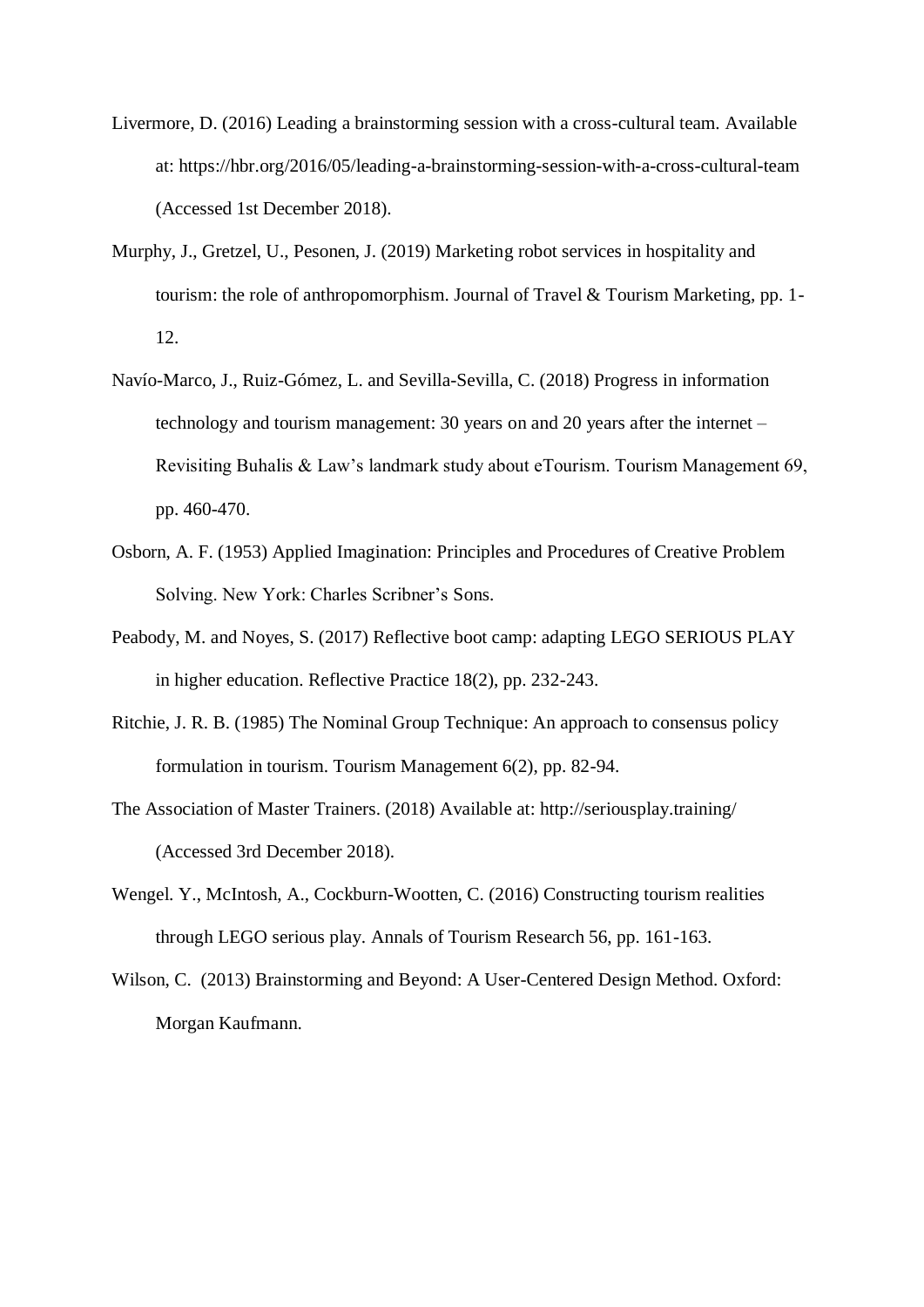Livermore, D. (2016) Leading a brainstorming session with a cross-cultural team. Available at: https://hbr.org/2016/05/leading-a-brainstorming-session-with-a-cross-cultural-team (Accessed 1st December 2018).

Murphy, J., Gretzel, U., Pesonen, J. (2019) Marketing robot services in hospitality and tourism: the role of anthropomorphism. Journal of Travel & Tourism Marketing, pp. 1-12.

Navío-Marco, J., Ruiz-Gómez, L. and Sevilla-Sevilla, C. (2018) Progress in information technology and tourism management: 30 years on and 20 years after the internet – Revisiting Buhalis & Law's landmark study about eTourism. Tourism Management 69, pp. 460-470.

Osborn, A. F. (1953) Applied Imagination: Principles and Procedures of Creative Problem Solving. New York: Charles Scribner's Sons.

Peabody, M. and Noyes, S. (2017) Reflective boot camp: adapting LEGO SERIOUS PLAY in higher education. Reflective Practice 18(2), pp. 232-243.

Ritchie, J. R. B. (1985) The Nominal Group Technique: An approach to consensus policy formulation in tourism. Tourism Management 6(2), pp. 82-94.

The Association of Master Trainers. (2018) Available at: http://seriousplay.training/ (Accessed 3rd December 2018).

Wengel. Y., McIntosh, A., Cockburn-Wootten, C. (2016) Constructing tourism realities through LEGO serious play. Annals of Tourism Research 56, pp. 161-163.

Wilson, C. (2013) Brainstorming and Beyond: A User-Centered Design Method. Oxford: Morgan Kaufmann.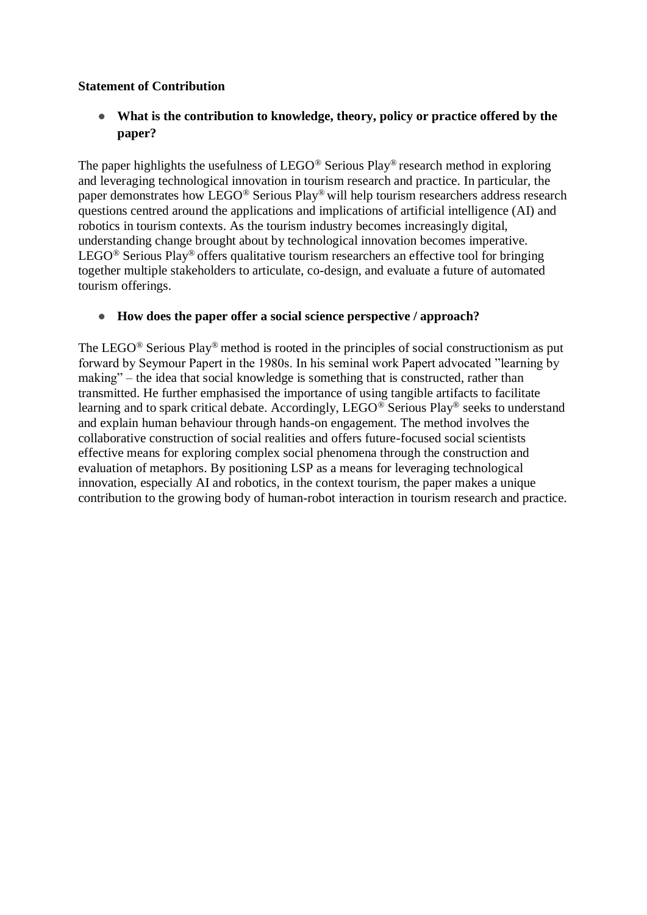**Statement of Contribution**

- **What is the contribution to knowledge, theory, policy or practice offered by the paper?**

The paper highlights the usefulness of LEGO® Serious Play® research method in exploring and leveraging technological innovation in tourism research and practice. In particular, the paper demonstrates how LEGO® Serious Play® will help tourism researchers address research questions centred around the applications and implications of artificial intelligence (AI) and robotics in tourism contexts. As the tourism industry becomes increasingly digital, understanding change brought about by technological innovation becomes imperative. LEGO® Serious Play® offers qualitative tourism researchers an effective tool for bringing together multiple stakeholders to articulate, co-design, and evaluate a future of automated tourism offerings.

- **How does the paper offer a social science perspective / approach?**

The LEGO® Serious Play® method is rooted in the principles of social constructionism as put forward by Seymour Papert in the 1980s. In his seminal work Papert advocated "learning by making" – the idea that social knowledge is something that is constructed, rather than transmitted. He further emphasised the importance of using tangible artifacts to facilitate learning and to spark critical debate. Accordingly, LEGO® Serious Play® seeks to understand and explain human behaviour through hands-on engagement. The method involves the collaborative construction of social realities and offers future-focused social scientists effective means for exploring complex social phenomena through the construction and evaluation of metaphors. By positioning LSP as a means for leveraging technological innovation, especially AI and robotics, in the context tourism, the paper makes a unique contribution to the growing body of human-robot interaction in tourism research and practice.